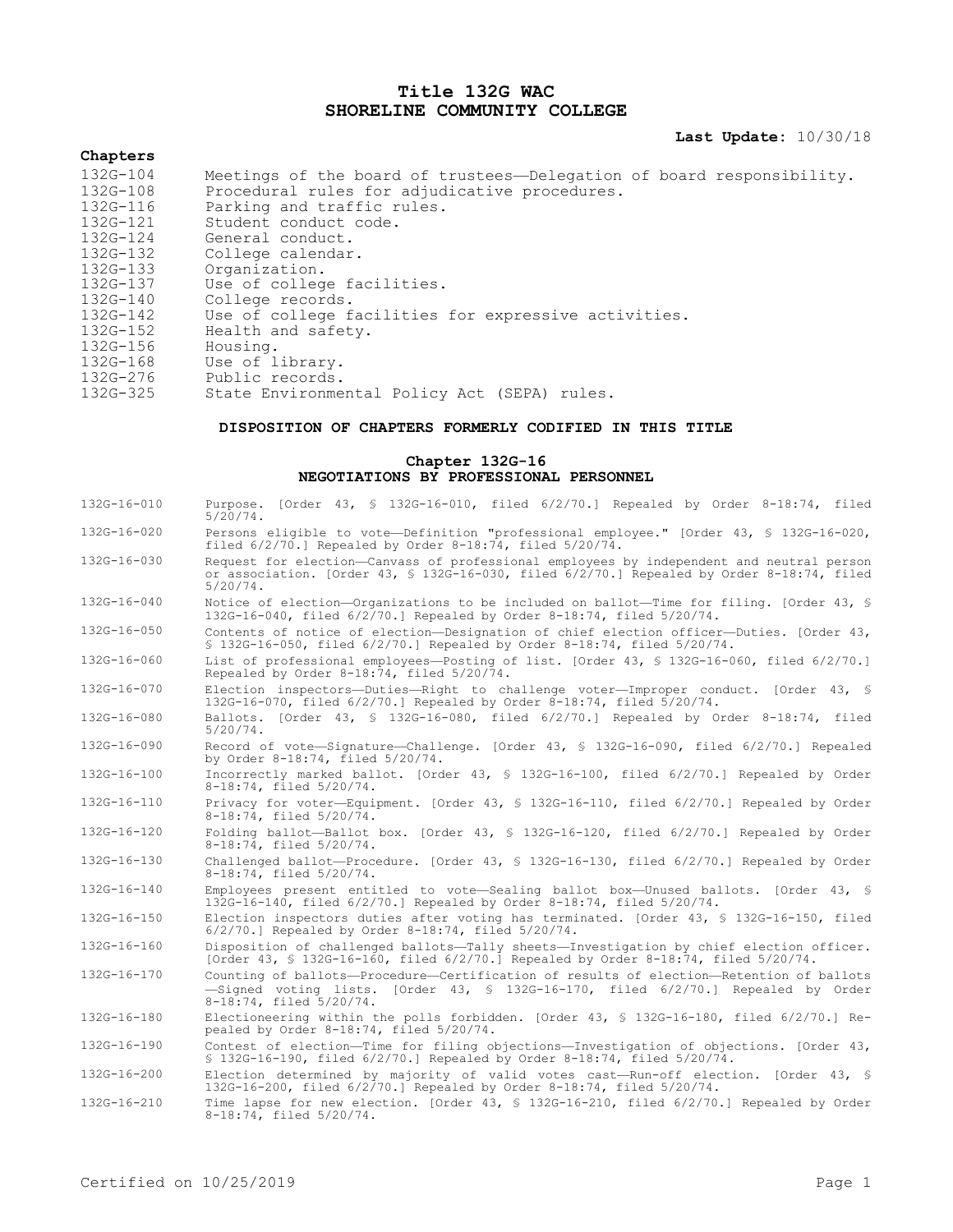# Title 132G WAC
# SHORELINE COMMUNITY COLLEGE

**Last Update:** 10/30/18

## Chapters

| | |
|---|---|
| 132G-104 | Meetings of the board of trustees—Delegation of board responsibility. |
| 132G-108 | Procedural rules for adjudicative procedures. |
| 132G-116 | Parking and traffic rules. |
| 132G-121 | Student conduct code. |
| 132G-124 | General conduct. |
| 132G-132 | College calendar. |
| 132G-133 | Organization. |
| 132G-137 | Use of college facilities. |
| 132G-140 | College records. |
| 132G-142 | Use of college facilities for expressive activities. |
| 132G-152 | Health and safety. |
| 132G-156 | Housing. |
| 132G-168 | Use of library. |
| 132G-276 | Public records. |
| 132G-325 | State Environmental Policy Act (SEPA) rules. |

## DISPOSITION OF CHAPTERS FORMERLY CODIFIED IN THIS TITLE

### Chapter 132G-16
### NEGOTIATIONS BY PROFESSIONAL PERSONNEL

| | |
|---|---|
| 132G-16-010 | Purpose. [Order 43, § 132G-16-010, filed 6/2/70.] Repealed by Order 8-18:74, filed 5/20/74. |
| 132G-16-020 | Persons eligible to vote—Definition "professional employee." [Order 43, § 132G-16-020, filed 6/2/70.] Repealed by Order 8-18:74, filed 5/20/74. |
| 132G-16-030 | Request for election—Canvass of professional employees by independent and neutral person or association. [Order 43, § 132G-16-030, filed 6/2/70.] Repealed by Order 8-18:74, filed 5/20/74. |
| 132G-16-040 | Notice of election—Organizations to be included on ballot—Time for filing. [Order 43, § 132G-16-040, filed 6/2/70.] Repealed by Order 8-18:74, filed 5/20/74. |
| 132G-16-050 | Contents of notice of election—Designation of chief election officer—Duties. [Order 43, § 132G-16-050, filed 6/2/70.] Repealed by Order 8-18:74, filed 5/20/74. |
| 132G-16-060 | List of professional employees—Posting of list. [Order 43, § 132G-16-060, filed 6/2/70.] Repealed by Order 8-18:74, filed 5/20/74. |
| 132G-16-070 | Election inspectors—Duties—Right to challenge voter—Improper conduct. [Order 43, § 132G-16-070, filed 6/2/70.] Repealed by Order 8-18:74, filed 5/20/74. |
| 132G-16-080 | Ballots. [Order 43, § 132G-16-080, filed 6/2/70.] Repealed by Order 8-18:74, filed 5/20/74. |
| 132G-16-090 | Record of vote—Signature—Challenge. [Order 43, § 132G-16-090, filed 6/2/70.] Repealed by Order 8-18:74, filed 5/20/74. |
| 132G-16-100 | Incorrectly marked ballot. [Order 43, § 132G-16-100, filed 6/2/70.] Repealed by Order 8-18:74, filed 5/20/74. |
| 132G-16-110 | Privacy for voter—Equipment. [Order 43, § 132G-16-110, filed 6/2/70.] Repealed by Order 8-18:74, filed 5/20/74. |
| 132G-16-120 | Folding ballot—Ballot box. [Order 43, § 132G-16-120, filed 6/2/70.] Repealed by Order 8-18:74, filed 5/20/74. |
| 132G-16-130 | Challenged ballot—Procedure. [Order 43, § 132G-16-130, filed 6/2/70.] Repealed by Order 8-18:74, filed 5/20/74. |
| 132G-16-140 | Employees present entitled to vote—Sealing ballot box—Unused ballots. [Order 43, § 132G-16-140, filed 6/2/70.] Repealed by Order 8-18:74, filed 5/20/74. |
| 132G-16-150 | Election inspectors duties after voting has terminated. [Order 43, § 132G-16-150, filed 6/2/70.] Repealed by Order 8-18:74, filed 5/20/74. |
| 132G-16-160 | Disposition of challenged ballots—Tally sheets—Investigation by chief election officer. [Order 43, § 132G-16-160, filed 6/2/70.] Repealed by Order 8-18:74, filed 5/20/74. |
| 132G-16-170 | Counting of ballots—Procedure—Certification of results of election—Retention of ballots—Signed voting lists. [Order 43, § 132G-16-170, filed 6/2/70.] Repealed by Order 8-18:74, filed 5/20/74. |
| 132G-16-180 | Electioneering within the polls forbidden. [Order 43, § 132G-16-180, filed 6/2/70.] Repealed by Order 8-18:74, filed 5/20/74. |
| 132G-16-190 | Contest of election—Time for filing objections—Investigation of objections. [Order 43, § 132G-16-190, filed 6/2/70.] Repealed by Order 8-18:74, filed 5/20/74. |
| 132G-16-200 | Election determined by majority of valid votes cast—Run-off election. [Order 43, § 132G-16-200, filed 6/2/70.] Repealed by Order 8-18:74, filed 5/20/74. |
| 132G-16-210 | Time lapse for new election. [Order 43, § 132G-16-210, filed 6/2/70.] Repealed by Order 8-18:74, filed 5/20/74. |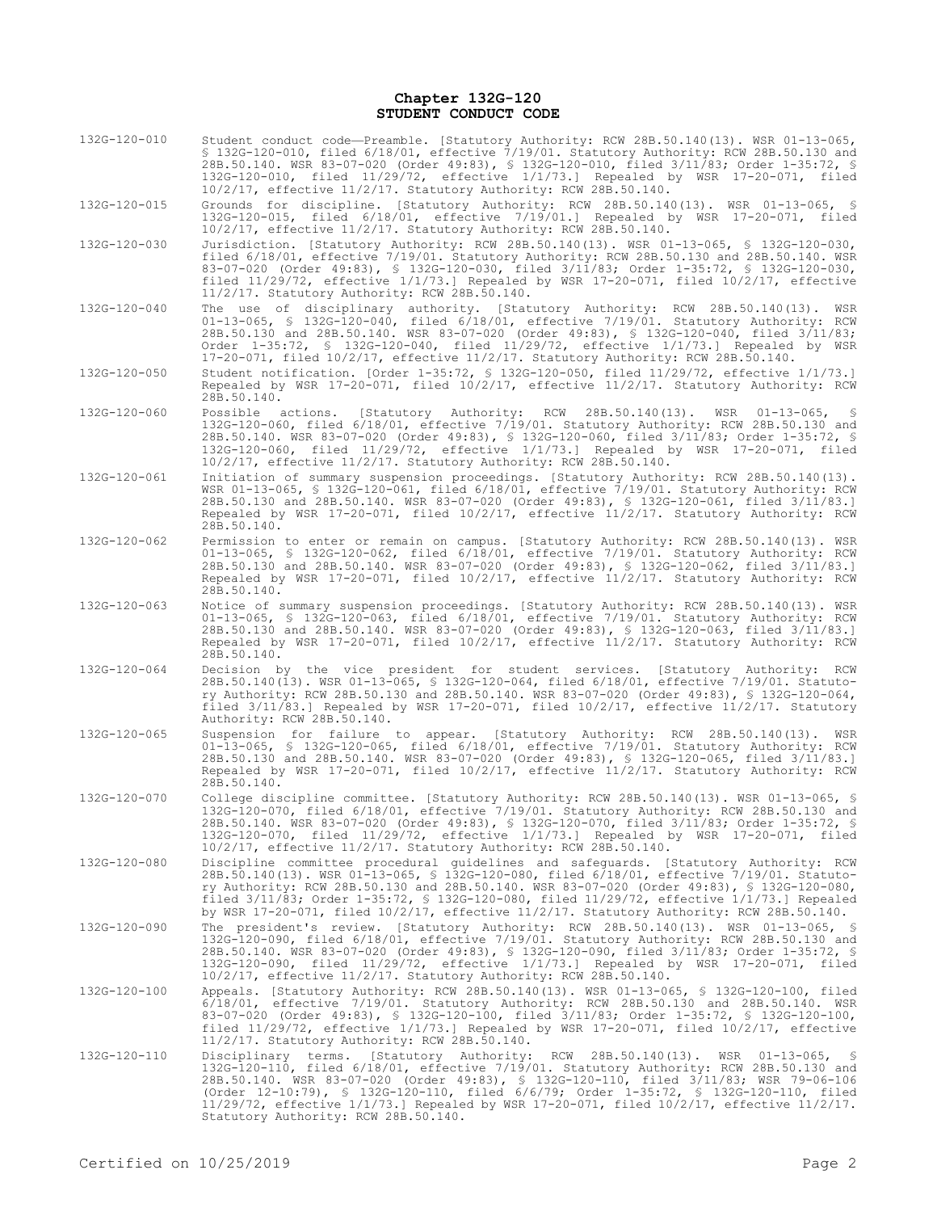# Chapter 132G-120
# STUDENT CONDUCT CODE

132G-120-010 Student conduct code—Preamble. [Statutory Authority: RCW 28B.50.140(13). WSR 01-13-065, § 132G-120-010, filed 6/18/01, effective 7/19/01. Statutory Authority: RCW 28B.50.130 and 28B.50.140. WSR 83-07-020 (Order 49:83), § 132G-120-010, filed 3/11/83; Order 1-35:72, § 132G-120-010, filed 11/29/72, effective 1/1/73.] Repealed by WSR 17-20-071, filed 10/2/17, effective 11/2/17. Statutory Authority: RCW 28B.50.140.

132G-120-015 Grounds for discipline. [Statutory Authority: RCW 28B.50.140(13). WSR 01-13-065, § 132G-120-015, filed 6/18/01, effective 7/19/01.] Repealed by WSR 17-20-071, filed 10/2/17, effective 11/2/17. Statutory Authority: RCW 28B.50.140.

132G-120-030 Jurisdiction. [Statutory Authority: RCW 28B.50.140(13). WSR 01-13-065, § 132G-120-030, filed 6/18/01, effective 7/19/01. Statutory Authority: RCW 28B.50.130 and 28B.50.140. WSR 83-07-020 (Order 49:83), § 132G-120-030, filed 3/11/83; Order 1-35:72, § 132G-120-030, filed 11/29/72, effective 1/1/73.] Repealed by WSR 17-20-071, filed 10/2/17, effective 11/2/17. Statutory Authority: RCW 28B.50.140.

132G-120-040 The use of disciplinary authority. [Statutory Authority: RCW 28B.50.140(13). WSR 01-13-065, § 132G-120-040, filed 6/18/01, effective 7/19/01. Statutory Authority: RCW 28B.50.130 and 28B.50.140. WSR 83-07-020 (Order 49:83), § 132G-120-040, filed 3/11/83; Order 1-35:72, § 132G-120-040, filed 11/29/72, effective 1/1/73.] Repealed by WSR 17-20-071, filed 10/2/17, effective 11/2/17. Statutory Authority: RCW 28B.50.140.

132G-120-050 Student notification. [Order 1-35:72, § 132G-120-050, filed 11/29/72, effective 1/1/73.] Repealed by WSR 17-20-071, filed 10/2/17, effective 11/2/17. Statutory Authority: RCW 28B.50.140.

132G-120-060 Possible actions. [Statutory Authority: RCW 28B.50.140(13). WSR 01-13-065, § 132G-120-060, filed 6/18/01, effective 7/19/01. Statutory Authority: RCW 28B.50.130 and 28B.50.140. WSR 83-07-020 (Order 49:83), § 132G-120-060, filed 3/11/83; Order 1-35:72, § 132G-120-060, filed 11/29/72, effective 1/1/73.] Repealed by WSR 17-20-071, filed 10/2/17, effective 11/2/17. Statutory Authority: RCW 28B.50.140.

132G-120-061 Initiation of summary suspension proceedings. [Statutory Authority: RCW 28B.50.140(13). WSR 01-13-065, § 132G-120-061, filed 6/18/01, effective 7/19/01. Statutory Authority: RCW 28B.50.130 and 28B.50.140. WSR 83-07-020 (Order 49:83), § 132G-120-061, filed 3/11/83.] Repealed by WSR 17-20-071, filed 10/2/17, effective 11/2/17. Statutory Authority: RCW 28B.50.140.

132G-120-062 Permission to enter or remain on campus. [Statutory Authority: RCW 28B.50.140(13). WSR 01-13-065, § 132G-120-062, filed 6/18/01, effective 7/19/01. Statutory Authority: RCW 28B.50.130 and 28B.50.140. WSR 83-07-020 (Order 49:83), § 132G-120-062, filed 3/11/83.] Repealed by WSR 17-20-071, filed 10/2/17, effective 11/2/17. Statutory Authority: RCW 28B.50.140.

132G-120-063 Notice of summary suspension proceedings. [Statutory Authority: RCW 28B.50.140(13). WSR 01-13-065, § 132G-120-063, filed 6/18/01, effective 7/19/01. Statutory Authority: RCW 28B.50.130 and 28B.50.140. WSR 83-07-020 (Order 49:83), § 132G-120-063, filed 3/11/83.] Repealed by WSR 17-20-071, filed 10/2/17, effective 11/2/17. Statutory Authority: RCW 28B.50.140.

132G-120-064 Decision by the vice president for student services. [Statutory Authority: RCW 28B.50.140(13). WSR 01-13-065, § 132G-120-064, filed 6/18/01, effective 7/19/01. Statutory Authority: RCW 28B.50.130 and 28B.50.140. WSR 83-07-020 (Order 49:83), § 132G-120-064, filed 3/11/83.] Repealed by WSR 17-20-071, filed 10/2/17, effective 11/2/17. Statutory Authority: RCW 28B.50.140.

132G-120-065 Suspension for failure to appear. [Statutory Authority: RCW 28B.50.140(13). WSR 01-13-065, § 132G-120-065, filed 6/18/01, effective 7/19/01. Statutory Authority: RCW 28B.50.130 and 28B.50.140. WSR 83-07-020 (Order 49:83), § 132G-120-065, filed 3/11/83.] Repealed by WSR 17-20-071, filed 10/2/17, effective 11/2/17. Statutory Authority: RCW 28B.50.140.

132G-120-070 College discipline committee. [Statutory Authority: RCW 28B.50.140(13). WSR 01-13-065, § 132G-120-070, filed 6/18/01, effective 7/19/01. Statutory Authority: RCW 28B.50.130 and 28B.50.140. WSR 83-07-020 (Order 49:83), § 132G-120-070, filed 3/11/83; Order 1-35:72, § 132G-120-070, filed 11/29/72, effective 1/1/73.] Repealed by WSR 17-20-071, filed 10/2/17, effective 11/2/17. Statutory Authority: RCW 28B.50.140.

132G-120-080 Discipline committee procedural guidelines and safeguards. [Statutory Authority: RCW 28B.50.140(13). WSR 01-13-065, § 132G-120-080, filed 6/18/01, effective 7/19/01. Statutory Authority: RCW 28B.50.130 and 28B.50.140. WSR 83-07-020 (Order 49:83), § 132G-120-080, filed 3/11/83; Order 1-35:72, § 132G-120-080, filed 11/29/72, effective 1/1/73.] Repealed by WSR 17-20-071, filed 10/2/17, effective 11/2/17. Statutory Authority: RCW 28B.50.140.

132G-120-090 The president's review. [Statutory Authority: RCW 28B.50.140(13). WSR 01-13-065, § 132G-120-090, filed 6/18/01, effective 7/19/01. Statutory Authority: RCW 28B.50.130 and 28B.50.140. WSR 83-07-020 (Order 49:83), § 132G-120-090, filed 3/11/83; Order 1-35:72, § 132G-120-090, filed 11/29/72, effective 1/1/73.] Repealed by WSR 17-20-071, filed 10/2/17, effective 11/2/17. Statutory Authority: RCW 28B.50.140.

132G-120-100 Appeals. [Statutory Authority: RCW 28B.50.140(13). WSR 01-13-065, § 132G-120-100, filed 6/18/01, effective 7/19/01. Statutory Authority: RCW 28B.50.130 and 28B.50.140. WSR 83-07-020 (Order 49:83), § 132G-120-100, filed 3/11/83; Order 1-35:72, § 132G-120-100, filed 11/29/72, effective 1/1/73.] Repealed by WSR 17-20-071, filed 10/2/17, effective 11/2/17. Statutory Authority: RCW 28B.50.140.

132G-120-110 Disciplinary terms. [Statutory Authority: RCW 28B.50.140(13). WSR 01-13-065, § 132G-120-110, filed 6/18/01, effective 7/19/01. Statutory Authority: RCW 28B.50.130 and 28B.50.140. WSR 83-07-020 (Order 49:83), § 132G-120-110, filed 3/11/83; WSR 79-06-106 (Order 12-10:79), § 132G-120-110, filed 6/6/79; Order 1-35:72, § 132G-120-110, filed 11/29/72, effective 1/1/73.] Repealed by WSR 17-20-071, filed 10/2/17, effective 11/2/17. Statutory Authority: RCW 28B.50.140.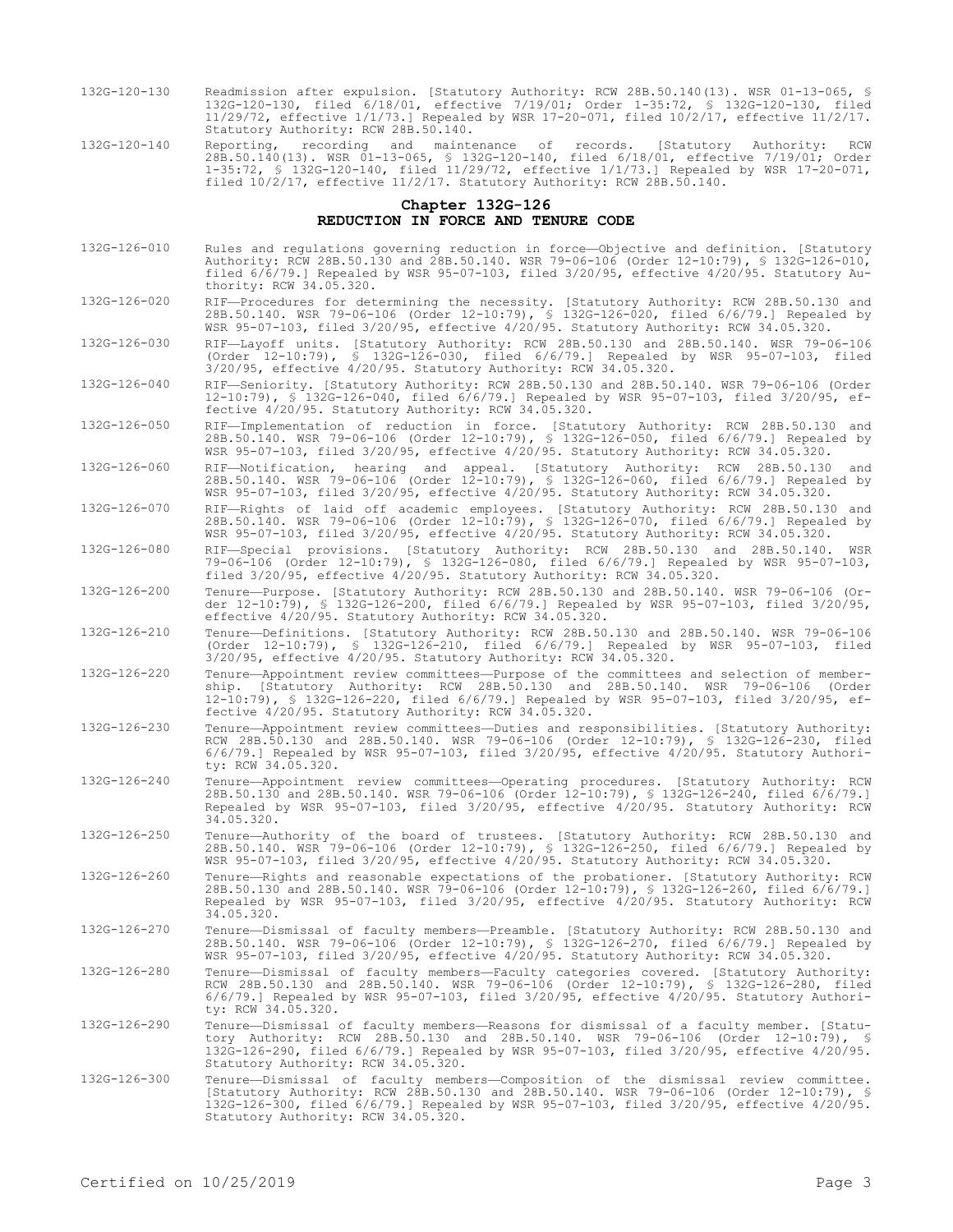132G-120-130 Readmission after expulsion. [Statutory Authority: RCW 28B.50.140(13). WSR 01-13-065, § 132G-120-130, filed 6/18/01, effective 7/19/01; Order 1-35:72, § 132G-120-130, filed 11/29/72, effective 1/1/73.] Repealed by WSR 17-20-071, filed 10/2/17, effective 11/2/17. Statutory Authority: RCW 28B.50.140.

132G-120-140 Reporting, recording and maintenance of records. [Statutory Authority: RCW 28B.50.140(13). WSR 01-13-065, § 132G-120-140, filed 6/18/01, effective 7/19/01; Order 1-35:72, § 132G-120-140, filed 11/29/72, effective 1/1/73.] Repealed by WSR 17-20-071, filed 10/2/17, effective 11/2/17. Statutory Authority: RCW 28B.50.140.

## Chapter 132G-126
## REDUCTION IN FORCE AND TENURE CODE

132G-126-010 Rules and regulations governing reduction in force—Objective and definition. [Statutory Authority: RCW 28B.50.130 and 28B.50.140. WSR 79-06-106 (Order 12-10:79), § 132G-126-010, filed 6/6/79.] Repealed by WSR 95-07-103, filed 3/20/95, effective 4/20/95. Statutory Authority: RCW 34.05.320.

132G-126-020 RIF—Procedures for determining the necessity. [Statutory Authority: RCW 28B.50.130 and 28B.50.140. WSR 79-06-106 (Order 12-10:79), § 132G-126-020, filed 6/6/79.] Repealed by WSR 95-07-103, filed 3/20/95, effective 4/20/95. Statutory Authority: RCW 34.05.320.

132G-126-030 RIF—Layoff units. [Statutory Authority: RCW 28B.50.130 and 28B.50.140. WSR 79-06-106 (Order 12-10:79), § 132G-126-030, filed 6/6/79.] Repealed by WSR 95-07-103, filed 3/20/95, effective 4/20/95. Statutory Authority: RCW 34.05.320.

132G-126-040 RIF—Seniority. [Statutory Authority: RCW 28B.50.130 and 28B.50.140. WSR 79-06-106 (Order 12-10:79), § 132G-126-040, filed 6/6/79.] Repealed by WSR 95-07-103, filed 3/20/95, effective 4/20/95. Statutory Authority: RCW 34.05.320.

132G-126-050 RIF—Implementation of reduction in force. [Statutory Authority: RCW 28B.50.130 and 28B.50.140. WSR 79-06-106 (Order 12-10:79), § 132G-126-050, filed 6/6/79.] Repealed by WSR 95-07-103, filed 3/20/95, effective 4/20/95. Statutory Authority: RCW 34.05.320.

132G-126-060 RIF—Notification, hearing and appeal. [Statutory Authority: RCW 28B.50.130 and 28B.50.140. WSR 79-06-106 (Order 12-10:79), § 132G-126-060, filed 6/6/79.] Repealed by WSR 95-07-103, filed 3/20/95, effective 4/20/95. Statutory Authority: RCW 34.05.320.

132G-126-070 RIF—Rights of laid off academic employees. [Statutory Authority: RCW 28B.50.130 and 28B.50.140. WSR 79-06-106 (Order 12-10:79), § 132G-126-070, filed 6/6/79.] Repealed by WSR 95-07-103, filed 3/20/95, effective 4/20/95. Statutory Authority: RCW 34.05.320.

132G-126-080 RIF—Special provisions. [Statutory Authority: RCW 28B.50.130 and 28B.50.140. WSR 79-06-106 (Order 12-10:79), § 132G-126-080, filed 6/6/79.] Repealed by WSR 95-07-103, filed 3/20/95, effective 4/20/95. Statutory Authority: RCW 34.05.320.

132G-126-200 Tenure—Purpose. [Statutory Authority: RCW 28B.50.130 and 28B.50.140. WSR 79-06-106 (Order 12-10:79), § 132G-126-200, filed 6/6/79.] Repealed by WSR 95-07-103, filed 3/20/95, effective 4/20/95. Statutory Authority: RCW 34.05.320.

132G-126-210 Tenure—Definitions. [Statutory Authority: RCW 28B.50.130 and 28B.50.140. WSR 79-06-106 (Order 12-10:79), § 132G-126-210, filed 6/6/79.] Repealed by WSR 95-07-103, filed 3/20/95, effective 4/20/95. Statutory Authority: RCW 34.05.320.

132G-126-220 Tenure—Appointment review committees—Purpose of the committees and selection of membership. [Statutory Authority: RCW 28B.50.130 and 28B.50.140. WSR 79-06-106 (Order 12-10:79), § 132G-126-220, filed 6/6/79.] Repealed by WSR 95-07-103, filed 3/20/95, effective 4/20/95. Statutory Authority: RCW 34.05.320.

132G-126-230 Tenure—Appointment review committees—Duties and responsibilities. [Statutory Authority: RCW 28B.50.130 and 28B.50.140. WSR 79-06-106 (Order 12-10:79), § 132G-126-230, filed 6/6/79.] Repealed by WSR 95-07-103, filed 3/20/95, effective 4/20/95. Statutory Authority: RCW 34.05.320.

132G-126-240 Tenure—Appointment review committees—Operating procedures. [Statutory Authority: RCW 28B.50.130 and 28B.50.140. WSR 79-06-106 (Order 12-10:79), § 132G-126-240, filed 6/6/79.] Repealed by WSR 95-07-103, filed 3/20/95, effective 4/20/95. Statutory Authority: RCW 34.05.320.

132G-126-250 Tenure—Authority of the board of trustees. [Statutory Authority: RCW 28B.50.130 and 28B.50.140. WSR 79-06-106 (Order 12-10:79), § 132G-126-250, filed 6/6/79.] Repealed by WSR 95-07-103, filed 3/20/95, effective 4/20/95. Statutory Authority: RCW 34.05.320.

132G-126-260 Tenure—Rights and reasonable expectations of the probationer. [Statutory Authority: RCW 28B.50.130 and 28B.50.140. WSR 79-06-106 (Order 12-10:79), § 132G-126-260, filed 6/6/79.] Repealed by WSR 95-07-103, filed 3/20/95, effective 4/20/95. Statutory Authority: RCW 34.05.320.

132G-126-270 Tenure—Dismissal of faculty members—Preamble. [Statutory Authority: RCW 28B.50.130 and 28B.50.140. WSR 79-06-106 (Order 12-10:79), § 132G-126-270, filed 6/6/79.] Repealed by WSR 95-07-103, filed 3/20/95, effective 4/20/95. Statutory Authority: RCW 34.05.320.

132G-126-280 Tenure—Dismissal of faculty members—Faculty categories covered. [Statutory Authority: RCW 28B.50.130 and 28B.50.140. WSR 79-06-106 (Order 12-10:79), § 132G-126-280, filed 6/6/79.] Repealed by WSR 95-07-103, filed 3/20/95, effective 4/20/95. Statutory Authority: RCW 34.05.320.

132G-126-290 Tenure—Dismissal of faculty members—Reasons for dismissal of a faculty member. [Statutory Authority: RCW 28B.50.130 and 28B.50.140. WSR 79-06-106 (Order 12-10:79), § 132G-126-290, filed 6/6/79.] Repealed by WSR 95-07-103, filed 3/20/95, effective 4/20/95. Statutory Authority: RCW 34.05.320.

132G-126-300 Tenure—Dismissal of faculty members—Composition of the dismissal review committee. [Statutory Authority: RCW 28B.50.130 and 28B.50.140. WSR 79-06-106 (Order 12-10:79), § 132G-126-300, filed 6/6/79.] Repealed by WSR 95-07-103, filed 3/20/95, effective 4/20/95. Statutory Authority: RCW 34.05.320.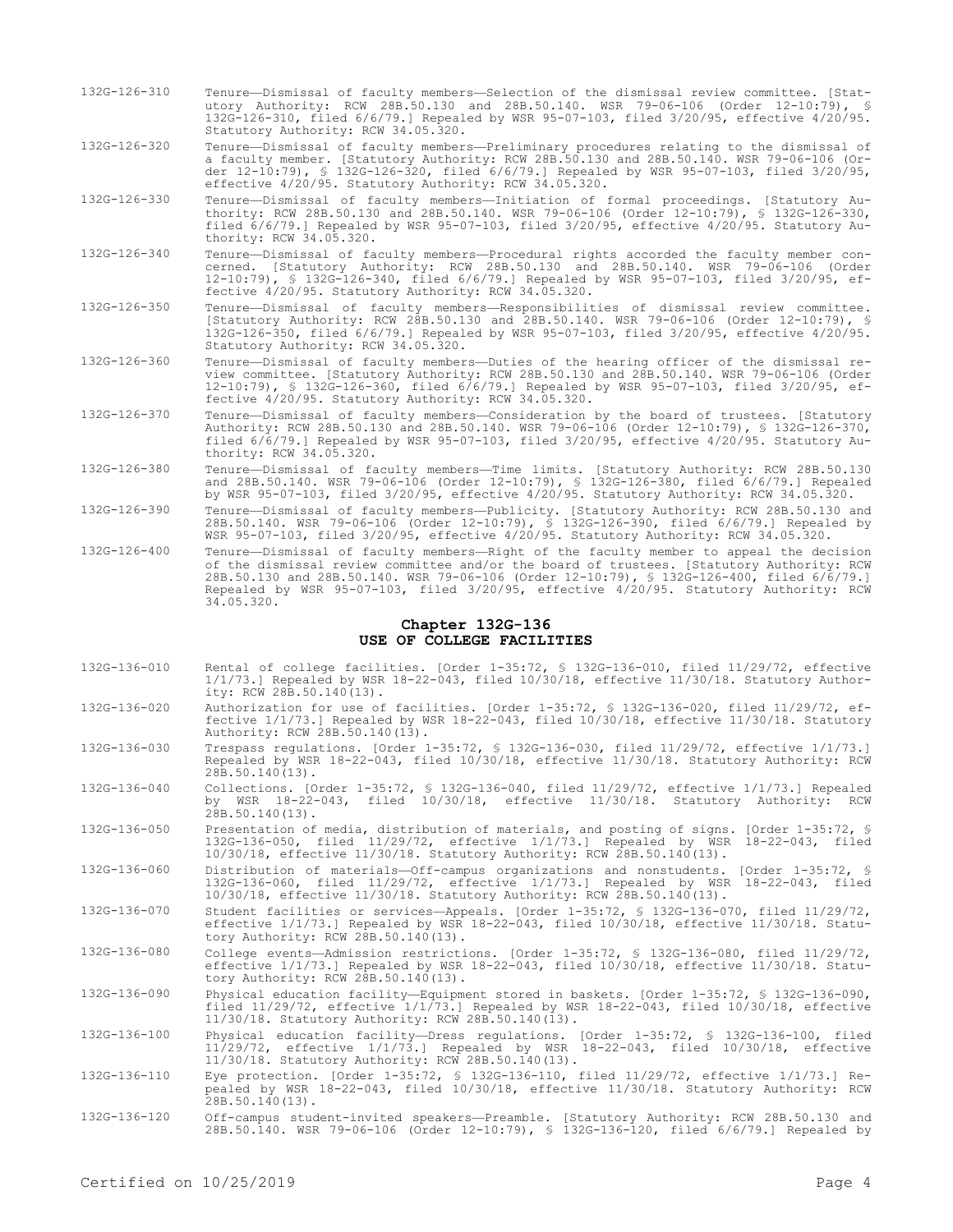132G-126-310 Tenure—Dismissal of faculty members—Selection of the dismissal review committee. [Statutory Authority: RCW 28B.50.130 and 28B.50.140. WSR 79-06-106 (Order 12-10:79), § 132G-126-310, filed 6/6/79.] Repealed by WSR 95-07-103, filed 3/20/95, effective 4/20/95. Statutory Authority: RCW 34.05.320.

132G-126-320 Tenure—Dismissal of faculty members—Preliminary procedures relating to the dismissal of a faculty member. [Statutory Authority: RCW 28B.50.130 and 28B.50.140. WSR 79-06-106 (Order 12-10:79), § 132G-126-320, filed 6/6/79.] Repealed by WSR 95-07-103, filed 3/20/95, effective 4/20/95. Statutory Authority: RCW 34.05.320.

132G-126-330 Tenure—Dismissal of faculty members—Initiation of formal proceedings. [Statutory Authority: RCW 28B.50.130 and 28B.50.140. WSR 79-06-106 (Order 12-10:79), § 132G-126-330, filed 6/6/79.] Repealed by WSR 95-07-103, filed 3/20/95, effective 4/20/95. Statutory Authority: RCW 34.05.320.

132G-126-340 Tenure—Dismissal of faculty members—Procedural rights accorded the faculty member concerned. [Statutory Authority: RCW 28B.50.130 and 28B.50.140. WSR 79-06-106 (Order 12-10:79), § 132G-126-340, filed 6/6/79.] Repealed by WSR 95-07-103, filed 3/20/95, effective 4/20/95. Statutory Authority: RCW 34.05.320.

132G-126-350 Tenure—Dismissal of faculty members—Responsibilities of dismissal review committee. [Statutory Authority: RCW 28B.50.130 and 28B.50.140. WSR 79-06-106 (Order 12-10:79), § 132G-126-350, filed 6/6/79.] Repealed by WSR 95-07-103, filed 3/20/95, effective 4/20/95. Statutory Authority: RCW 34.05.320.

132G-126-360 Tenure—Dismissal of faculty members—Duties of the hearing officer of the dismissal review committee. [Statutory Authority: RCW 28B.50.130 and 28B.50.140. WSR 79-06-106 (Order 12-10:79), § 132G-126-360, filed 6/6/79.] Repealed by WSR 95-07-103, filed 3/20/95, effective 4/20/95. Statutory Authority: RCW 34.05.320.

132G-126-370 Tenure—Dismissal of faculty members—Consideration by the board of trustees. [Statutory Authority: RCW 28B.50.130 and 28B.50.140. WSR 79-06-106 (Order 12-10:79), § 132G-126-370, filed 6/6/79.] Repealed by WSR 95-07-103, filed 3/20/95, effective 4/20/95. Statutory Authority: RCW 34.05.320.

132G-126-380 Tenure—Dismissal of faculty members—Time limits. [Statutory Authority: RCW 28B.50.130 and 28B.50.140. WSR 79-06-106 (Order 12-10:79), § 132G-126-380, filed 6/6/79.] Repealed by WSR 95-07-103, filed 3/20/95, effective 4/20/95. Statutory Authority: RCW 34.05.320.

132G-126-390 Tenure—Dismissal of faculty members—Publicity. [Statutory Authority: RCW 28B.50.130 and 28B.50.140. WSR 79-06-106 (Order 12-10:79), § 132G-126-390, filed 6/6/79.] Repealed by WSR 95-07-103, filed 3/20/95, effective 4/20/95. Statutory Authority: RCW 34.05.320.

132G-126-400 Tenure—Dismissal of faculty members—Right of the faculty member to appeal the decision of the dismissal review committee and/or the board of trustees. [Statutory Authority: RCW 28B.50.130 and 28B.50.140. WSR 79-06-106 (Order 12-10:79), § 132G-126-400, filed 6/6/79.] Repealed by WSR 95-07-103, filed 3/20/95, effective 4/20/95. Statutory Authority: RCW 34.05.320.

## Chapter 132G-136
## USE OF COLLEGE FACILITIES

132G-136-010 Rental of college facilities. [Order 1-35:72, § 132G-136-010, filed 11/29/72, effective 1/1/73.] Repealed by WSR 18-22-043, filed 10/30/18, effective 11/30/18. Statutory Authority: RCW 28B.50.140(13).

132G-136-020 Authorization for use of facilities. [Order 1-35:72, § 132G-136-020, filed 11/29/72, effective 1/1/73.] Repealed by WSR 18-22-043, filed 10/30/18, effective 11/30/18. Statutory Authority: RCW 28B.50.140(13).

132G-136-030 Trespass regulations. [Order 1-35:72, § 132G-136-030, filed 11/29/72, effective 1/1/73.] Repealed by WSR 18-22-043, filed 10/30/18, effective 11/30/18. Statutory Authority: RCW 28B.50.140(13).

132G-136-040 Collections. [Order 1-35:72, § 132G-136-040, filed 11/29/72, effective 1/1/73.] Repealed by WSR 18-22-043, filed 10/30/18, effective 11/30/18. Statutory Authority: RCW 28B.50.140(13).

132G-136-050 Presentation of media, distribution of materials, and posting of signs. [Order 1-35:72, § 132G-136-050, filed 11/29/72, effective 1/1/73.] Repealed by WSR 18-22-043, filed 10/30/18, effective 11/30/18. Statutory Authority: RCW 28B.50.140(13).

132G-136-060 Distribution of materials—Off-campus organizations and nonstudents. [Order 1-35:72, § 132G-136-060, filed 11/29/72, effective 1/1/73.] Repealed by WSR 18-22-043, filed 10/30/18, effective 11/30/18. Statutory Authority: RCW 28B.50.140(13).

132G-136-070 Student facilities or services—Appeals. [Order 1-35:72, § 132G-136-070, filed 11/29/72, effective 1/1/73.] Repealed by WSR 18-22-043, filed 10/30/18, effective 11/30/18. Statutory Authority: RCW 28B.50.140(13).

132G-136-080 College events—Admission restrictions. [Order 1-35:72, § 132G-136-080, filed 11/29/72, effective 1/1/73.] Repealed by WSR 18-22-043, filed 10/30/18, effective 11/30/18. Statutory Authority: RCW 28B.50.140(13).

132G-136-090 Physical education facility—Equipment stored in baskets. [Order 1-35:72, § 132G-136-090, filed 11/29/72, effective 1/1/73.] Repealed by WSR 18-22-043, filed 10/30/18, effective 11/30/18. Statutory Authority: RCW 28B.50.140(13).

132G-136-100 Physical education facility—Dress regulations. [Order 1-35:72, § 132G-136-100, filed 11/29/72, effective 1/1/73.] Repealed by WSR 18-22-043, filed 10/30/18, effective 11/30/18. Statutory Authority: RCW 28B.50.140(13).

132G-136-110 Eye protection. [Order 1-35:72, § 132G-136-110, filed 11/29/72, effective 1/1/73.] Repealed by WSR 18-22-043, filed 10/30/18, effective 11/30/18. Statutory Authority: RCW 28B.50.140(13).

132G-136-120 Off-campus student-invited speakers—Preamble. [Statutory Authority: RCW 28B.50.130 and 28B.50.140. WSR 79-06-106 (Order 12-10:79), § 132G-136-120, filed 6/6/79.] Repealed by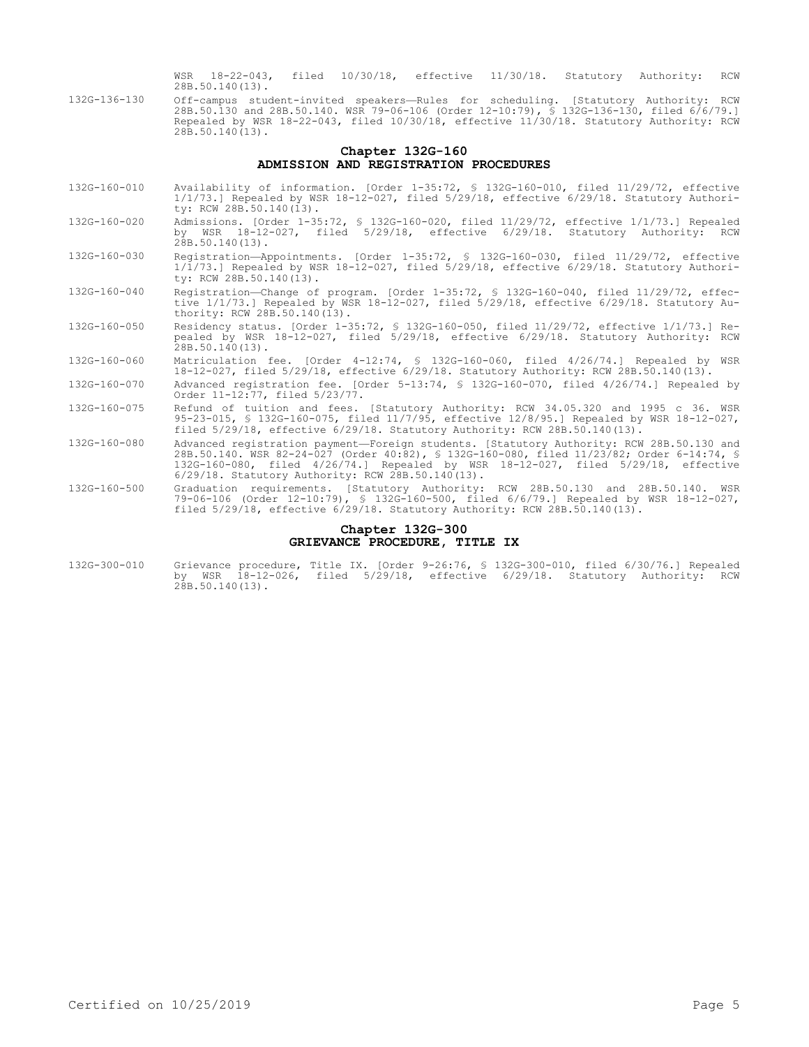WSR 18-22-043, filed 10/30/18, effective 11/30/18. Statutory Authority: RCW 28B.50.140(13).

132G-136-130 Off-campus student-invited speakers—Rules for scheduling. [Statutory Authority: RCW 28B.50.130 and 28B.50.140. WSR 79-06-106 (Order 12-10:79), § 132G-136-130, filed 6/6/79.] Repealed by WSR 18-22-043, filed 10/30/18, effective 11/30/18. Statutory Authority: RCW 28B.50.140(13).

## Chapter 132G-160
## ADMISSION AND REGISTRATION PROCEDURES

132G-160-010 Availability of information. [Order 1-35:72, § 132G-160-010, filed 11/29/72, effective 1/1/73.] Repealed by WSR 18-12-027, filed 5/29/18, effective 6/29/18. Statutory Authority: RCW 28B.50.140(13).

132G-160-020 Admissions. [Order 1-35:72, § 132G-160-020, filed 11/29/72, effective 1/1/73.] Repealed by WSR 18-12-027, filed 5/29/18, effective 6/29/18. Statutory Authority: RCW 28B.50.140(13).

132G-160-030 Registration—Appointments. [Order 1-35:72, § 132G-160-030, filed 11/29/72, effective 1/1/73.] Repealed by WSR 18-12-027, filed 5/29/18, effective 6/29/18. Statutory Authority: RCW 28B.50.140(13).

132G-160-040 Registration—Change of program. [Order 1-35:72, § 132G-160-040, filed 11/29/72, effective 1/1/73.] Repealed by WSR 18-12-027, filed 5/29/18, effective 6/29/18. Statutory Authority: RCW 28B.50.140(13).

132G-160-050 Residency status. [Order 1-35:72, § 132G-160-050, filed 11/29/72, effective 1/1/73.] Repealed by WSR 18-12-027, filed 5/29/18, effective 6/29/18. Statutory Authority: RCW 28B.50.140(13).

132G-160-060 Matriculation fee. [Order 4-12:74, § 132G-160-060, filed 4/26/74.] Repealed by WSR 18-12-027, filed 5/29/18, effective 6/29/18. Statutory Authority: RCW 28B.50.140(13).

132G-160-070 Advanced registration fee. [Order 5-13:74, § 132G-160-070, filed 4/26/74.] Repealed by Order 11-12:77, filed 5/23/77.

132G-160-075 Refund of tuition and fees. [Statutory Authority: RCW 34.05.320 and 1995 c 36. WSR 95-23-015, § 132G-160-075, filed 11/7/95, effective 12/8/95.] Repealed by WSR 18-12-027, filed 5/29/18, effective 6/29/18. Statutory Authority: RCW 28B.50.140(13).

132G-160-080 Advanced registration payment—Foreign students. [Statutory Authority: RCW 28B.50.130 and 28B.50.140. WSR 82-24-027 (Order 40:82), § 132G-160-080, filed 11/23/82; Order 6-14:74, § 132G-160-080, filed 4/26/74.] Repealed by WSR 18-12-027, filed 5/29/18, effective 6/29/18. Statutory Authority: RCW 28B.50.140(13).

132G-160-500 Graduation requirements. [Statutory Authority: RCW 28B.50.130 and 28B.50.140. WSR 79-06-106 (Order 12-10:79), § 132G-160-500, filed 6/6/79.] Repealed by WSR 18-12-027, filed 5/29/18, effective 6/29/18. Statutory Authority: RCW 28B.50.140(13).

## Chapter 132G-300
## GRIEVANCE PROCEDURE, TITLE IX

132G-300-010 Grievance procedure, Title IX. [Order 9-26:76, § 132G-300-010, filed 6/30/76.] Repealed by WSR 18-12-026, filed 5/29/18, effective 6/29/18. Statutory Authority: RCW 28B.50.140(13).